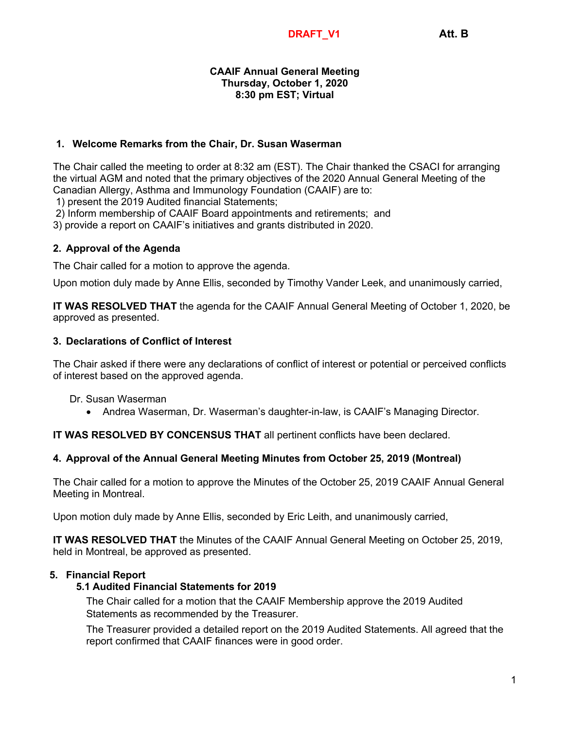DRAFT_V1 **Att. B**

**CAAIF Annual General Meeting**
**Thursday, October 1, 2020**
**8:30 pm EST; Virtual**

## 1. Welcome Remarks from the Chair, Dr. Susan Waserman

The Chair called the meeting to order at 8:32 am (EST). The Chair thanked the CSACI for arranging the virtual AGM and noted that the primary objectives of the 2020 Annual General Meeting of the Canadian Allergy, Asthma and Immunology Foundation (CAAIF) are to:
1) present the 2019 Audited financial Statements;
2) Inform membership of CAAIF Board appointments and retirements; and
3) provide a report on CAAIF's initiatives and grants distributed in 2020.

## 2. Approval of the Agenda

The Chair called for a motion to approve the agenda.

Upon motion duly made by Anne Ellis, seconded by Timothy Vander Leek, and unanimously carried,

**IT WAS RESOLVED THAT** the agenda for the CAAIF Annual General Meeting of October 1, 2020, be approved as presented.

## 3. Declarations of Conflict of Interest

The Chair asked if there were any declarations of conflict of interest or potential or perceived conflicts of interest based on the approved agenda.

Dr. Susan Waserman

- Andrea Waserman, Dr. Waserman's daughter-in-law, is CAAIF's Managing Director.

**IT WAS RESOLVED BY CONCENSUS THAT** all pertinent conflicts have been declared.

## 4. Approval of the Annual General Meeting Minutes from October 25, 2019 (Montreal)

The Chair called for a motion to approve the Minutes of the October 25, 2019 CAAIF Annual General Meeting in Montreal.

Upon motion duly made by Anne Ellis, seconded by Eric Leith, and unanimously carried,

**IT WAS RESOLVED THAT** the Minutes of the CAAIF Annual General Meeting on October 25, 2019, held in Montreal, be approved as presented.

## 5. Financial Report

### 5.1 Audited Financial Statements for 2019

The Chair called for a motion that the CAAIF Membership approve the 2019 Audited Statements as recommended by the Treasurer.

The Treasurer provided a detailed report on the 2019 Audited Statements. All agreed that the report confirmed that CAAIF finances were in good order.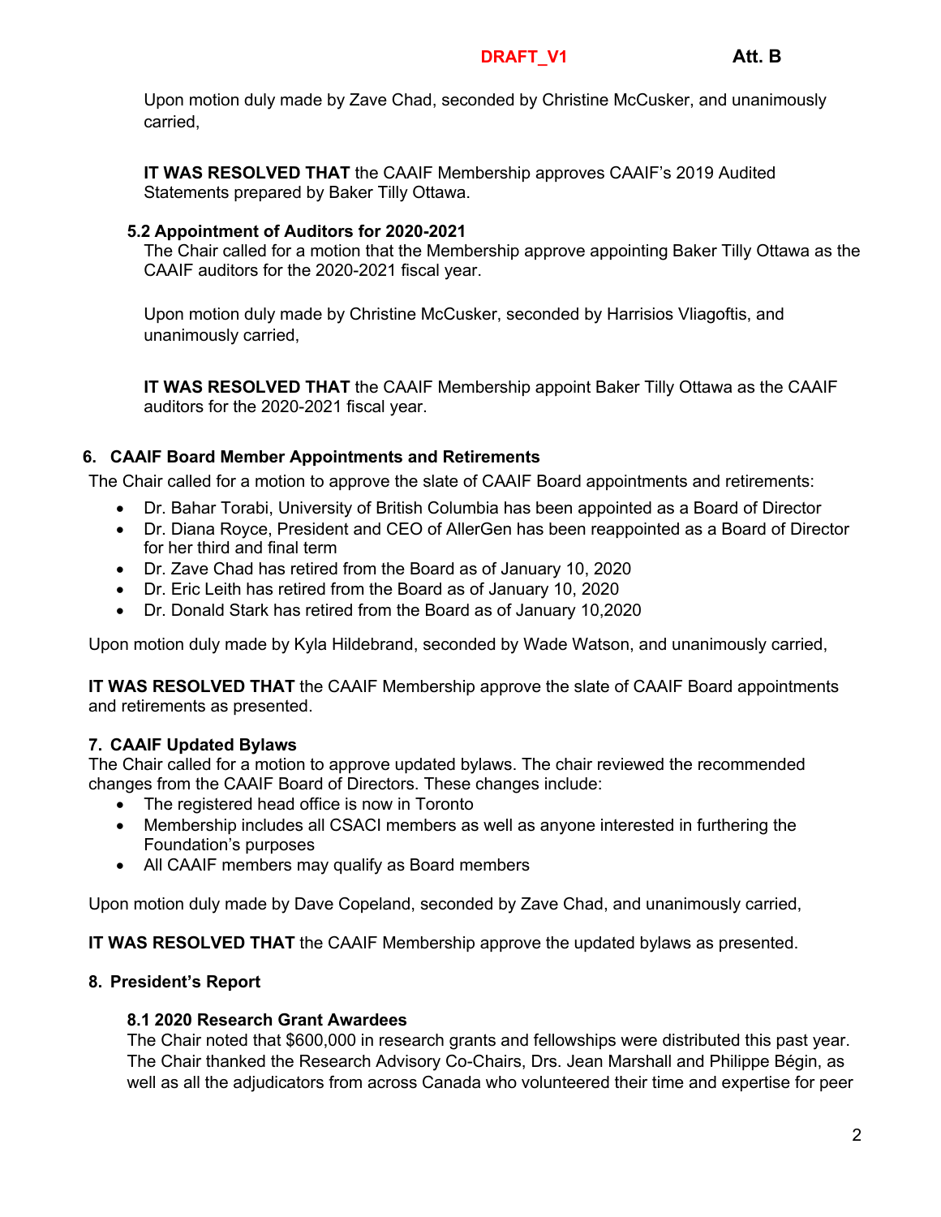Upon motion duly made by Zave Chad, seconded by Christine McCusker, and unanimously carried,

**IT WAS RESOLVED THAT** the CAAIF Membership approves CAAIF's 2019 Audited Statements prepared by Baker Tilly Ottawa.

### 5.2 Appointment of Auditors for 2020-2021

The Chair called for a motion that the Membership approve appointing Baker Tilly Ottawa as the CAAIF auditors for the 2020-2021 fiscal year.

Upon motion duly made by Christine McCusker, seconded by Harrisios Vliagoftis, and unanimously carried,

**IT WAS RESOLVED THAT** the CAAIF Membership appoint Baker Tilly Ottawa as the CAAIF auditors for the 2020-2021 fiscal year.

## 6. CAAIF Board Member Appointments and Retirements

The Chair called for a motion to approve the slate of CAAIF Board appointments and retirements:

- Dr. Bahar Torabi, University of British Columbia has been appointed as a Board of Director
- Dr. Diana Royce, President and CEO of AllerGen has been reappointed as a Board of Director for her third and final term
- Dr. Zave Chad has retired from the Board as of January 10, 2020
- Dr. Eric Leith has retired from the Board as of January 10, 2020
- Dr. Donald Stark has retired from the Board as of January 10,2020

Upon motion duly made by Kyla Hildebrand, seconded by Wade Watson, and unanimously carried,

**IT WAS RESOLVED THAT** the CAAIF Membership approve the slate of CAAIF Board appointments and retirements as presented.

## 7. CAAIF Updated Bylaws

The Chair called for a motion to approve updated bylaws. The chair reviewed the recommended changes from the CAAIF Board of Directors. These changes include:

- The registered head office is now in Toronto
- Membership includes all CSACI members as well as anyone interested in furthering the Foundation's purposes
- All CAAIF members may qualify as Board members

Upon motion duly made by Dave Copeland, seconded by Zave Chad, and unanimously carried,

**IT WAS RESOLVED THAT** the CAAIF Membership approve the updated bylaws as presented.

## 8. President's Report

### 8.1 2020 Research Grant Awardees

The Chair noted that $600,000 in research grants and fellowships were distributed this past year. The Chair thanked the Research Advisory Co-Chairs, Drs. Jean Marshall and Philippe Bégin, as well as all the adjudicators from across Canada who volunteered their time and expertise for peer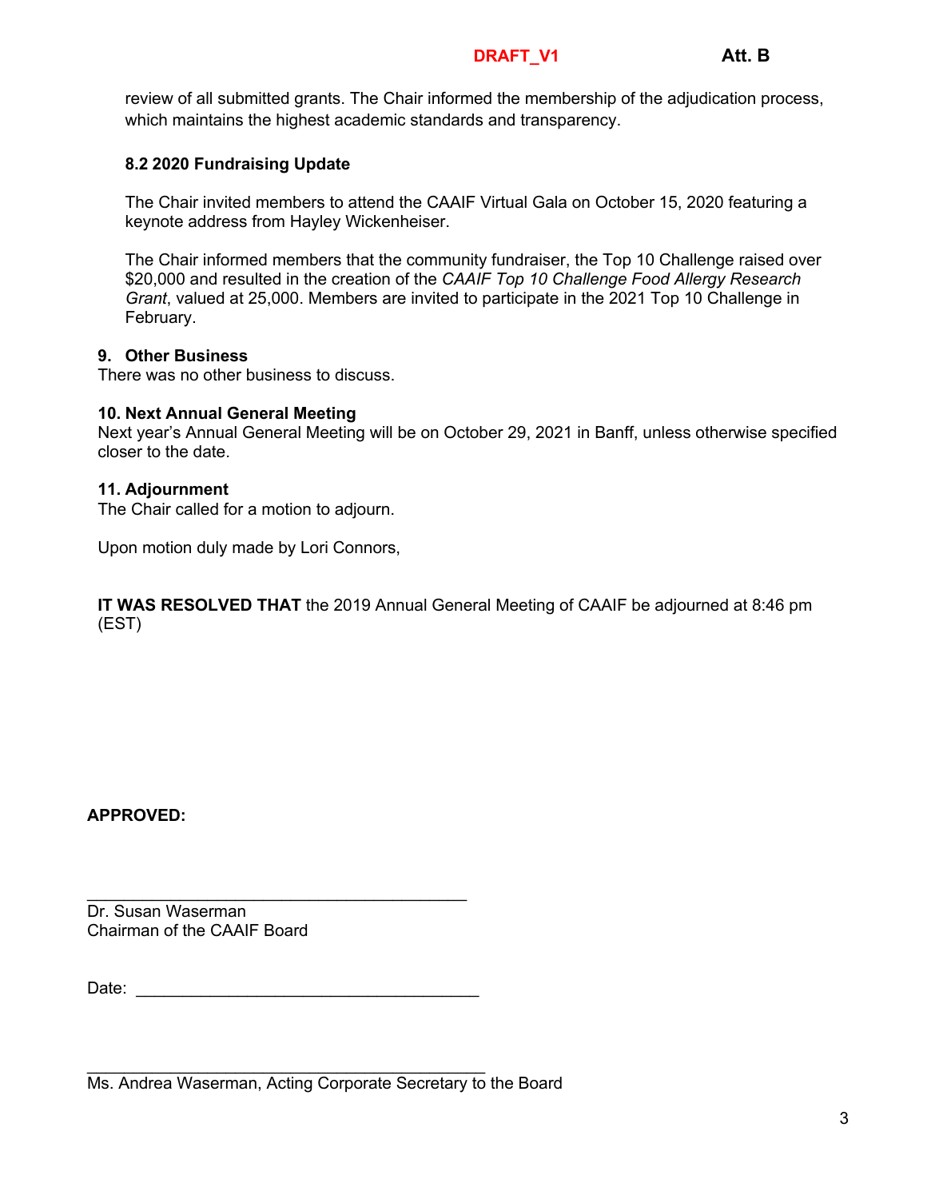review of all submitted grants. The Chair informed the membership of the adjudication process, which maintains the highest academic standards and transparency.

### 8.2 2020 Fundraising Update

The Chair invited members to attend the CAAIF Virtual Gala on October 15, 2020 featuring a keynote address from Hayley Wickenheiser.

The Chair informed members that the community fundraiser, the Top 10 Challenge raised over $20,000 and resulted in the creation of the *CAAIF Top 10 Challenge Food Allergy Research Grant*, valued at 25,000. Members are invited to participate in the 2021 Top 10 Challenge in February.

## 9. Other Business

There was no other business to discuss.

## 10. Next Annual General Meeting

Next year's Annual General Meeting will be on October 29, 2021 in Banff, unless otherwise specified closer to the date.

## 11. Adjournment

The Chair called for a motion to adjourn.

Upon motion duly made by Lori Connors,

**IT WAS RESOLVED THAT** the 2019 Annual General Meeting of CAAIF be adjourned at 8:46 pm (EST)

**APPROVED:**

\_\_\_\_\_\_\_\_\_\_\_\_\_\_\_\_\_\_\_\_\_\_\_\_\_\_\_\_\_\_\_\_\_\_\_\_\_\_\_\_

Dr. Susan Waserman
Chairman of the CAAIF Board

Date: \_\_\_\_\_\_\_\_\_\_\_\_\_\_\_\_\_\_\_\_\_\_\_\_\_\_\_\_\_\_\_\_\_\_\_\_

\_\_\_\_\_\_\_\_\_\_\_\_\_\_\_\_\_\_\_\_\_\_\_\_\_\_\_\_\_\_\_\_\_\_\_\_\_\_\_\_

Ms. Andrea Waserman, Acting Corporate Secretary to the Board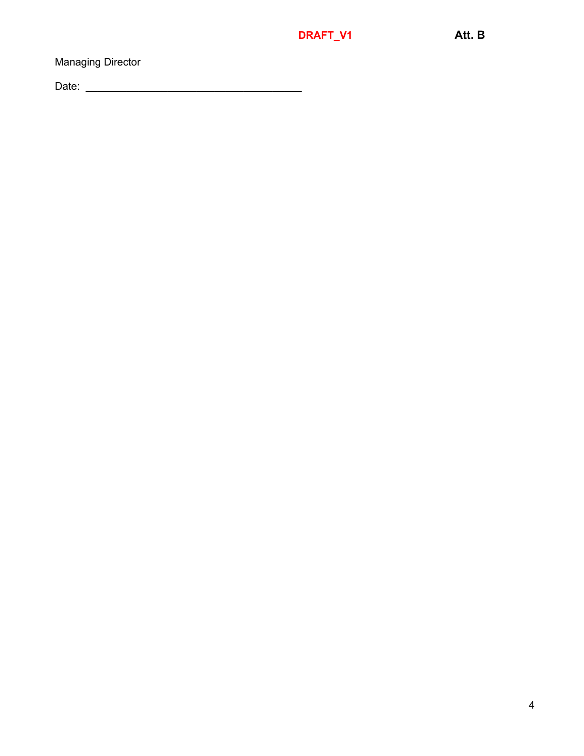DRAFT_V1 **Att. B**

Managing Director

Date: ___________________________________